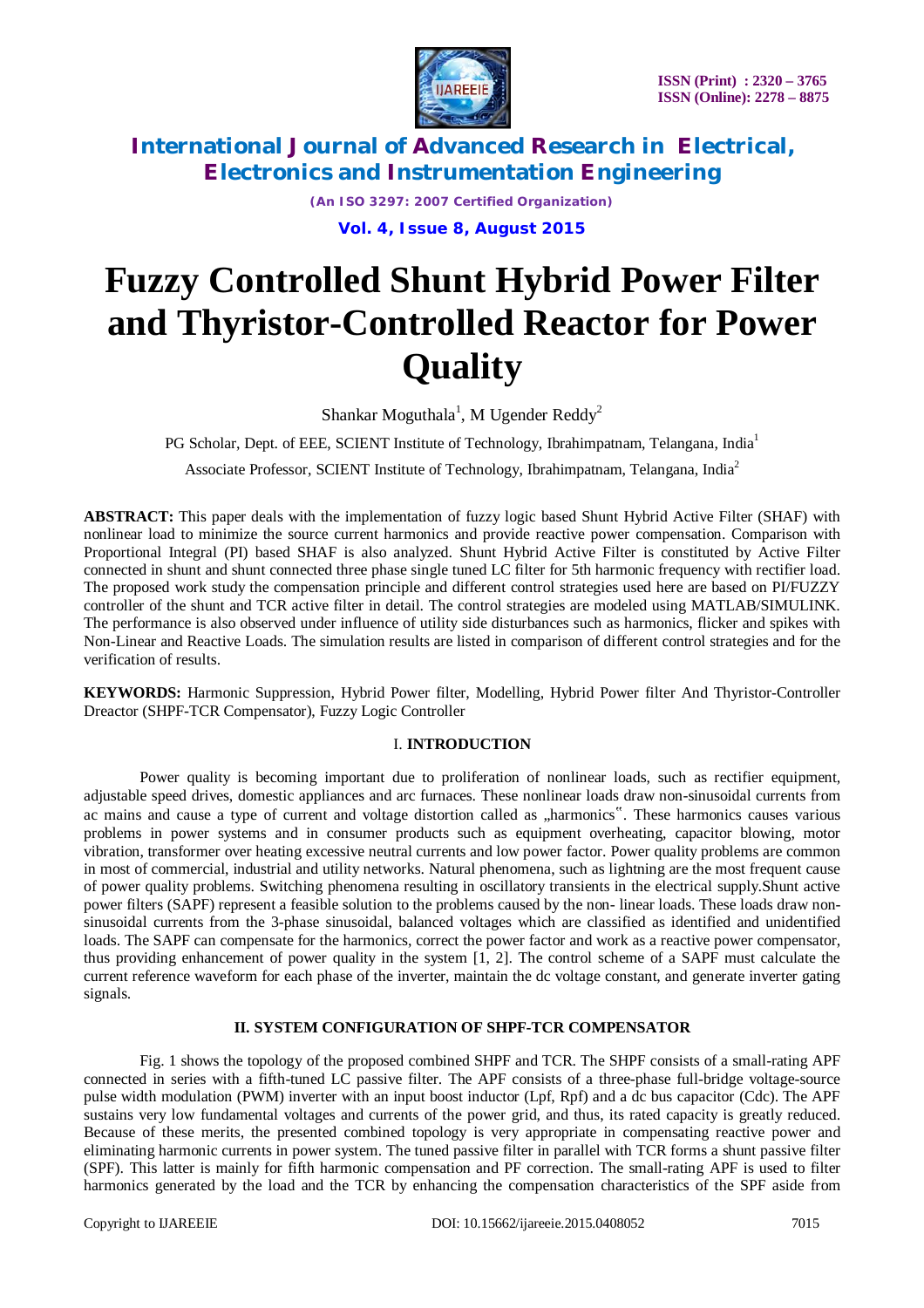# Fuzzy Controlled Shunt Hybrid Power Filter and Thyristor-Controlled Reactor for Power Quality

Shankar Moguthala[1], M Ugender Reddy[2]

PG Scholar, Dept. of EEE, SCIENT Institute of Technology, Ibrahimpatnam, Telangana, India[1]

Associate Professor, SCIENT Institute of Technology, Ibrahimpatnam, Telangana, India[2]

**ABSTRACT:** This paper deals with the implementation of fuzzy logic based Shunt Hybrid Active Filter (SHAF) with nonlinear load to minimize the source current harmonics and provide reactive power compensation. Comparison with Proportional Integral (PI) based SHAF is also analyzed. Shunt Hybrid Active Filter is constituted by Active Filter connected in shunt and shunt connected three phase single tuned LC filter for 5th harmonic frequency with rectifier load. The proposed work study the compensation principle and different control strategies used here are based on PI/FUZZY controller of the shunt and TCR active filter in detail. The control strategies are modeled using MATLAB/SIMULINK. The performance is also observed under influence of utility side disturbances such as harmonics, flicker and spikes with Non-Linear and Reactive Loads. The simulation results are listed in comparison of different control strategies and for the verification of results.

**KEYWORDS:** Harmonic Suppression, Hybrid Power filter, Modelling, Hybrid Power filter And Thyristor-Controller Dreactor (SHPF-TCR Compensator), Fuzzy Logic Controller

## I. INTRODUCTION

Power quality is becoming important due to proliferation of nonlinear loads, such as rectifier equipment, adjustable speed drives, domestic appliances and arc furnaces. These nonlinear loads draw non-sinusoidal currents from ac mains and cause a type of current and voltage distortion called as „harmonics‟. These harmonics causes various problems in power systems and in consumer products such as equipment overheating, capacitor blowing, motor vibration, transformer over heating excessive neutral currents and low power factor. Power quality problems are common in most of commercial, industrial and utility networks. Natural phenomena, such as lightning are the most frequent cause of power quality problems. Switching phenomena resulting in oscillatory transients in the electrical supply.Shunt active power filters (SAPF) represent a feasible solution to the problems caused by the non- linear loads. These loads draw non-sinusoidal currents from the 3-phase sinusoidal, balanced voltages which are classified as identified and unidentified loads. The SAPF can compensate for the harmonics, correct the power factor and work as a reactive power compensator, thus providing enhancement of power quality in the system [1, 2]. The control scheme of a SAPF must calculate the current reference waveform for each phase of the inverter, maintain the dc voltage constant, and generate inverter gating signals.

## II. SYSTEM CONFIGURATION OF SHPF-TCR COMPENSATOR

Fig. 1 shows the topology of the proposed combined SHPF and TCR. The SHPF consists of a small-rating APF connected in series with a fifth-tuned LC passive filter. The APF consists of a three-phase full-bridge voltage-source pulse width modulation (PWM) inverter with an input boost inductor (Lpf, Rpf) and a dc bus capacitor (Cdc). The APF sustains very low fundamental voltages and currents of the power grid, and thus, its rated capacity is greatly reduced. Because of these merits, the presented combined topology is very appropriate in compensating reactive power and eliminating harmonic currents in power system. The tuned passive filter in parallel with TCR forms a shunt passive filter (SPF). This latter is mainly for fifth harmonic compensation and PF correction. The small-rating APF is used to filter harmonics generated by the load and the TCR by enhancing the compensation characteristics of the SPF aside from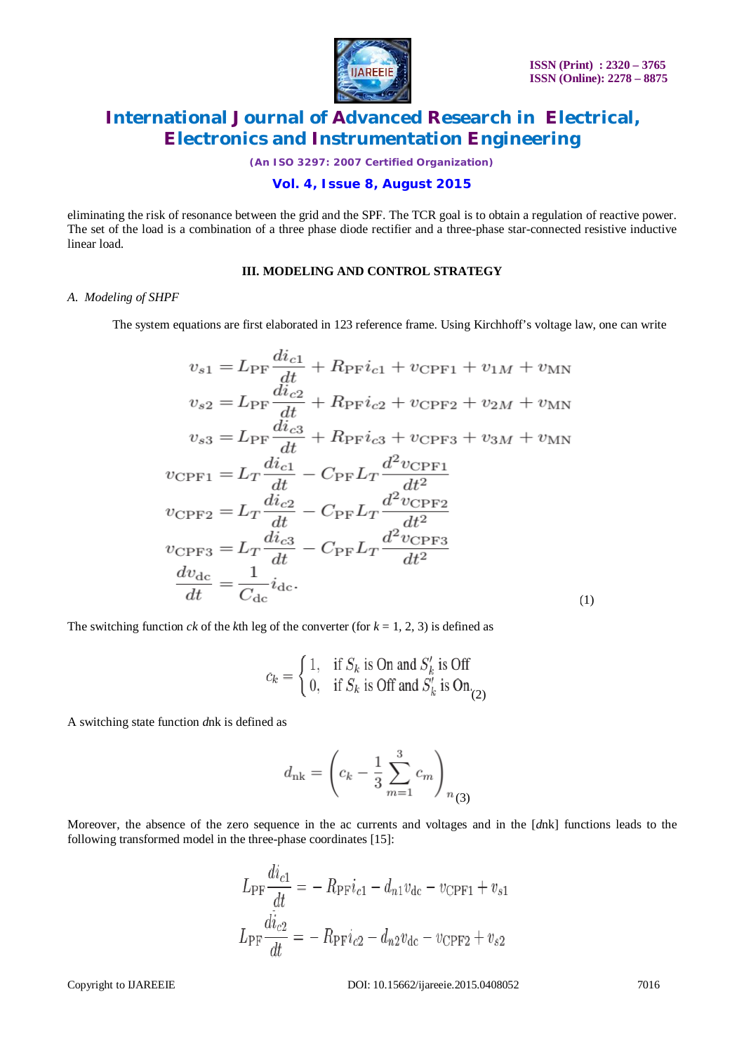eliminating the risk of resonance between the grid and the SPF. The TCR goal is to obtain a regulation of reactive power. The set of the load is a combination of a three phase diode rectifier and a three-phase star-connected resistive inductive linear load.

### III. MODELING AND CONTROL STRATEGY

*A. Modeling of SHPF*

The system equations are first elaborated in 123 reference frame. Using Kirchhoff's voltage law, one can write

$$
\begin{aligned}
v_{s1} &= L_{\mathrm{PF}} \frac{di_{c1}}{dt} + R_{\mathrm{PF}} i_{c1} + v_{\mathrm{CPF1}} + v_{1M} + v_{\mathrm{MN}} \\
v_{s2} &= L_{\mathrm{PF}} \frac{di_{c2}}{dt} + R_{\mathrm{PF}} i_{c2} + v_{\mathrm{CPF2}} + v_{2M} + v_{\mathrm{MN}} \\
v_{s3} &= L_{\mathrm{PF}} \frac{di_{c3}}{dt} + R_{\mathrm{PF}} i_{c3} + v_{\mathrm{CPF3}} + v_{3M} + v_{\mathrm{MN}} \\
v_{\mathrm{CPF1}} &= L_T \frac{di_{c1}}{dt} - C_{\mathrm{PF}} L_T \frac{d^2 v_{\mathrm{CPF1}}}{dt^2} \\
v_{\mathrm{CPF2}} &= L_T \frac{di_{c2}}{dt} - C_{\mathrm{PF}} L_T \frac{d^2 v_{\mathrm{CPF2}}}{dt^2} \\
v_{\mathrm{CPF3}} &= L_T \frac{di_{c3}}{dt} - C_{\mathrm{PF}} L_T \frac{d^2 v_{\mathrm{CPF3}}}{dt^2} \\
\frac{dv_{\mathrm{dc}}}{dt} &= \frac{1}{C_{\mathrm{dc}}} i_{\mathrm{dc}}.
\end{aligned}
\qquad (1)
$$

The switching function *ck* of the *k*th leg of the converter (for $k = 1, 2, 3$) is defined as

$$
c_k = \begin{cases} 1, & \text{if } S_k \text{ is On and } S'_k \text{ is Off} \\ 0, & \text{if } S_k \text{ is Off and } S'_k \text{ is On.} \end{cases} \qquad (2)
$$

A switching state function *d*nk is defined as

$$
d_{\mathrm{nk}} = \left( c_k - \frac{1}{3} \sum_{m=1}^{3} c_m \right)_n \qquad (3)
$$

Moreover, the absence of the zero sequence in the ac currents and voltages and in the [*d*nk] functions leads to the following transformed model in the three-phase coordinates [15]:

$$
\begin{aligned}
L_{\mathrm{PF}} \frac{di_{c1}}{dt} &= -R_{\mathrm{PF}} i_{c1} - d_{n1} v_{\mathrm{dc}} - v_{\mathrm{CPF1}} + v_{s1} \\
L_{\mathrm{PF}} \frac{di_{c2}}{dt} &= -R_{\mathrm{PF}} i_{c2} - d_{n2} v_{\mathrm{dc}} - v_{\mathrm{CPF2}} + v_{s2}
\end{aligned}
$$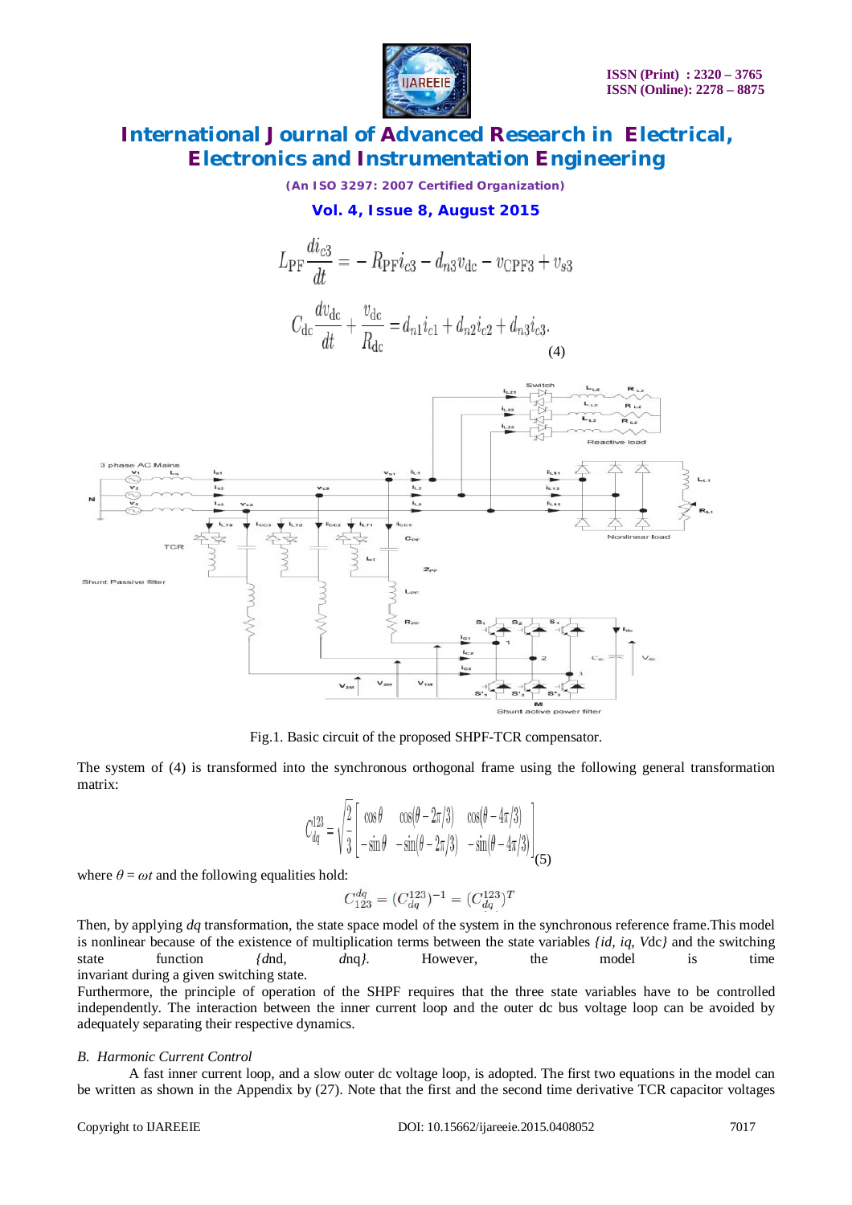$$L_{\mathrm{PF}}\frac{di_{c3}}{dt} = -R_{\mathrm{PF}}i_{c3} - d_{n3}v_{\mathrm{dc}} - v_{\mathrm{CPF3}} + v_{s3}$$

$$C_{\mathrm{dc}}\frac{dv_{\mathrm{dc}}}{dt} + \frac{v_{\mathrm{dc}}}{R_{\mathrm{dc}}} = d_{n1}i_{c1} + d_{n2}i_{c2} + d_{n3}i_{c3}. \quad (4)$$

Fig.1. Basic circuit of the proposed SHPF-TCR compensator.

The system of (4) is transformed into the synchronous orthogonal frame using the following general transformation matrix:

$$C_{dq}^{123} = \sqrt{\frac{2}{3}}\begin{bmatrix} \cos\theta & \cos(\theta - 2\pi/3) & \cos(\theta - 4\pi/3) \\ -\sin\theta & -\sin(\theta - 2\pi/3) & -\sin(\theta - 4\pi/3) \end{bmatrix} \quad (5)$$

where $\theta = \omega t$ and the following equalities hold:

$$C_{123}^{dq} = (C_{dq}^{123})^{-1} = (C_{dq}^{123})^{T}$$

Then, by applying $dq$ transformation, the state space model of the system in the synchronous reference frame.This model is nonlinear because of the existence of multiplication terms between the state variables $\{id, iq, Vdc\}$ and the switching state function $\{d\mathrm{nd}, d\mathrm{nq}\}$. However, the model is time invariant during a given switching state.

Furthermore, the principle of operation of the SHPF requires that the three state variables have to be controlled independently. The interaction between the inner current loop and the outer dc bus voltage loop can be avoided by adequately separating their respective dynamics.

### *B. Harmonic Current Control*

A fast inner current loop, and a slow outer dc voltage loop, is adopted. The first two equations in the model can be written as shown in the Appendix by (27). Note that the first and the second time derivative TCR capacitor voltages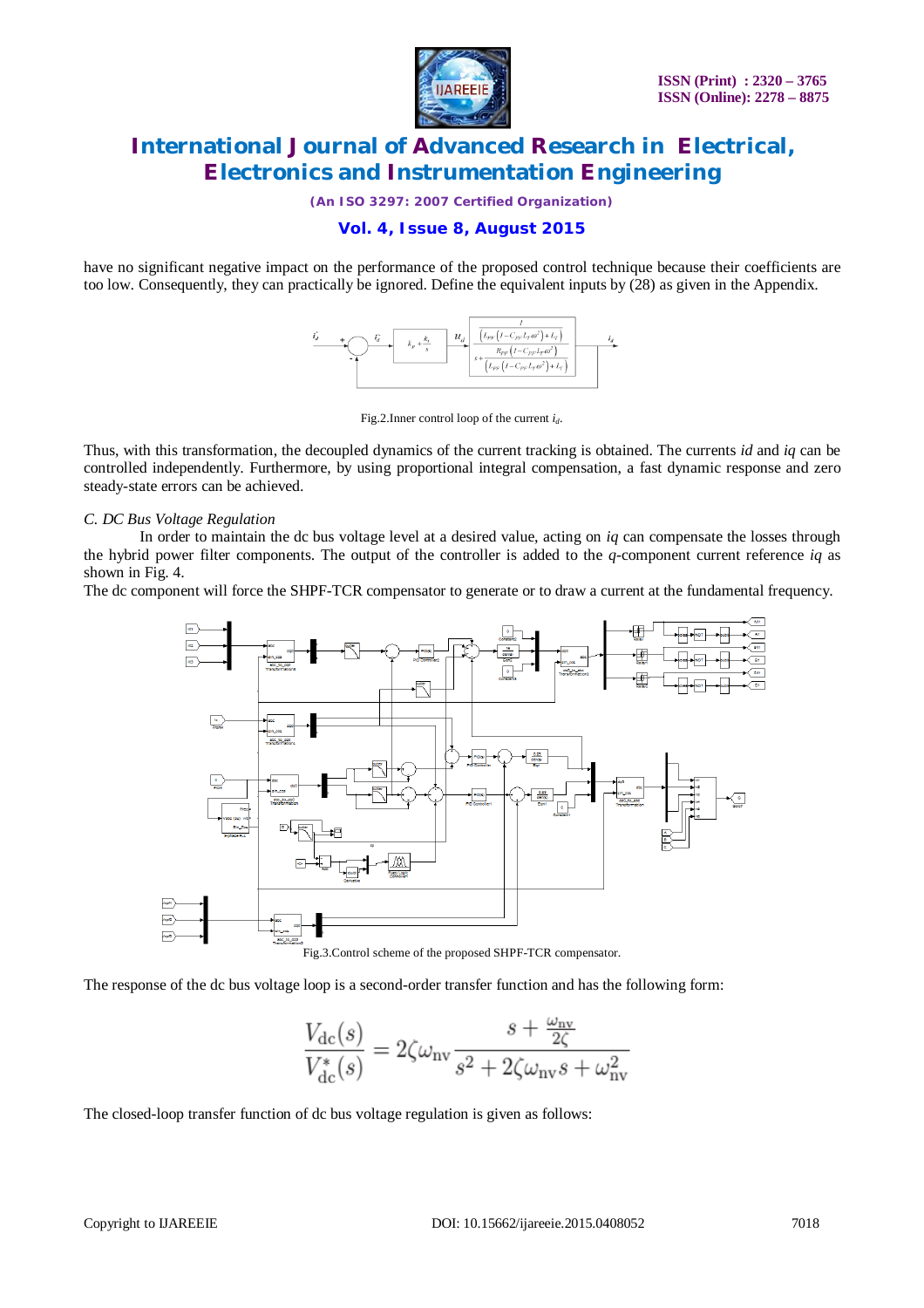have no significant negative impact on the performance of the proposed control technique because their coefficients are too low. Consequently, they can practically be ignored. Define the equivalent inputs by (28) as given in the Appendix.

Fig.2.Inner control loop of the current $i_d$.

Thus, with this transformation, the decoupled dynamics of the current tracking is obtained. The currents *id* and *iq* can be controlled independently. Furthermore, by using proportional integral compensation, a fast dynamic response and zero steady-state errors can be achieved.

*C. DC Bus Voltage Regulation*

In order to maintain the dc bus voltage level at a desired value, acting on *iq* can compensate the losses through the hybrid power filter components. The output of the controller is added to the *q*-component current reference *iq* as shown in Fig. 4.

The dc component will force the SHPF-TCR compensator to generate or to draw a current at the fundamental frequency.

Fig.3.Control scheme of the proposed SHPF-TCR compensator.

The response of the dc bus voltage loop is a second-order transfer function and has the following form:

$$\frac{V_{\text{dc}}(s)}{V^*_{\text{dc}}(s)} = 2\zeta\omega_{\text{nv}} \frac{s + \frac{\omega_{\text{nv}}}{2\zeta}}{s^2 + 2\zeta\omega_{\text{nv}}s + \omega_{\text{nv}}^2}$$

The closed-loop transfer function of dc bus voltage regulation is given as follows: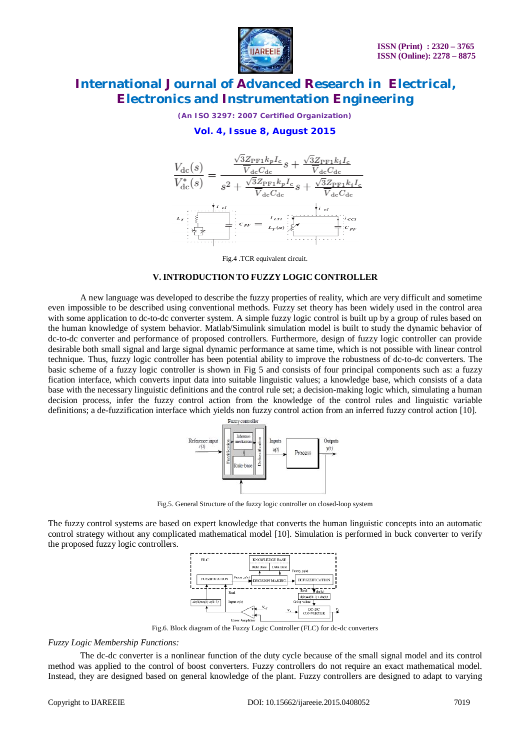$$\frac{V_{\mathrm{dc}}(s)}{V_{\mathrm{dc}}^{*}(s)} = \frac{\frac{\sqrt{3}Z_{\mathrm{PF1}}k_p I_c}{\overline{V}_{\mathrm{dc}}C_{\mathrm{dc}}}s + \frac{\sqrt{3}Z_{\mathrm{PF1}}k_i I_c}{\overline{V}_{\mathrm{dc}}C_{\mathrm{dc}}}}{s^2 + \frac{\sqrt{3}Z_{\mathrm{PF1}}k_p I_c}{\overline{V}_{\mathrm{dc}}C_{\mathrm{dc}}}s + \frac{\sqrt{3}Z_{\mathrm{PF1}}k_i I_c}{\overline{V}_{\mathrm{dc}}C_{\mathrm{dc}}}}$$

Fig.4 .TCR equivalent circuit.

## V. INTRODUCTION TO FUZZY LOGIC CONTROLLER

A new language was developed to describe the fuzzy properties of reality, which are very difficult and sometime even impossible to be described using conventional methods. Fuzzy set theory has been widely used in the control area with some application to dc-to-dc converter system. A simple fuzzy logic control is built up by a group of rules based on the human knowledge of system behavior. Matlab/Simulink simulation model is built to study the dynamic behavior of dc-to-dc converter and performance of proposed controllers. Furthermore, design of fuzzy logic controller can provide desirable both small signal and large signal dynamic performance at same time, which is not possible with linear control technique. Thus, fuzzy logic controller has been potential ability to improve the robustness of dc-to-dc converters. The basic scheme of a fuzzy logic controller is shown in Fig 5 and consists of four principal components such as: a fuzzy fication interface, which converts input data into suitable linguistic values; a knowledge base, which consists of a data base with the necessary linguistic definitions and the control rule set; a decision-making logic which, simulating a human decision process, infer the fuzzy control action from the knowledge of the control rules and linguistic variable definitions; a de-fuzzification interface which yields non fuzzy control action from an inferred fuzzy control action [10].

Fig.5. General Structure of the fuzzy logic controller on closed-loop system

The fuzzy control systems are based on expert knowledge that converts the human linguistic concepts into an automatic control strategy without any complicated mathematical model [10]. Simulation is performed in buck converter to verify the proposed fuzzy logic controllers.

Fig.6. Block diagram of the Fuzzy Logic Controller (FLC) for dc-dc converters

*Fuzzy Logic Membership Functions:*

The dc-dc converter is a nonlinear function of the duty cycle because of the small signal model and its control method was applied to the control of boost converters. Fuzzy controllers do not require an exact mathematical model. Instead, they are designed based on general knowledge of the plant. Fuzzy controllers are designed to adapt to varying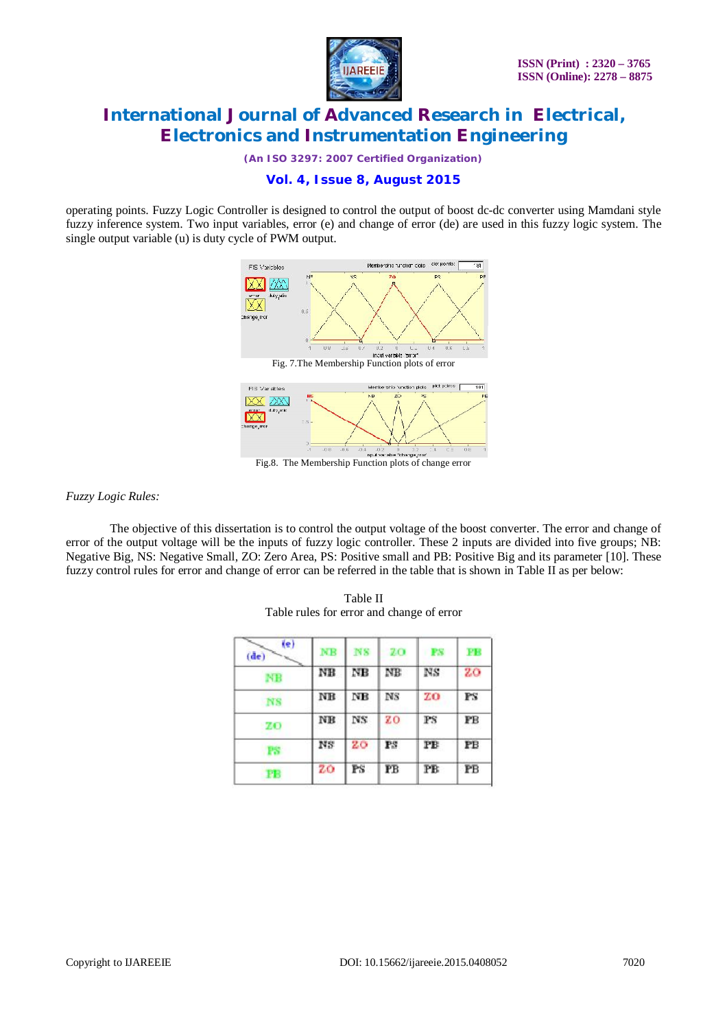operating points. Fuzzy Logic Controller is designed to control the output of boost dc-dc converter using Mamdani style fuzzy inference system. Two input variables, error (e) and change of error (de) are used in this fuzzy logic system. The single output variable (u) is duty cycle of PWM output.

Fig. 7.The Membership Function plots of error

Fig.8. The Membership Function plots of change error

*Fuzzy Logic Rules:*

The objective of this dissertation is to control the output voltage of the boost converter. The error and change of error of the output voltage will be the inputs of fuzzy logic controller. These 2 inputs are divided into five groups; NB: Negative Big, NS: Negative Small, ZO: Zero Area, PS: Positive small and PB: Positive Big and its parameter [10]. These fuzzy control rules for error and change of error can be referred in the table that is shown in Table II as per below:

Table II
Table rules for error and change of error

| (de) \ (e) | NB | NS | ZO | PS | PB |
|---|---|---|---|---|---|
| NB | NB | NB | NB | NS | ZO |
| NS | NB | NB | NS | ZO | PS |
| ZO | NB | NS | ZO | PS | PB |
| PS | NS | ZO | PS | PB | PB |
| PB | ZO | PS | PB | PB | PB |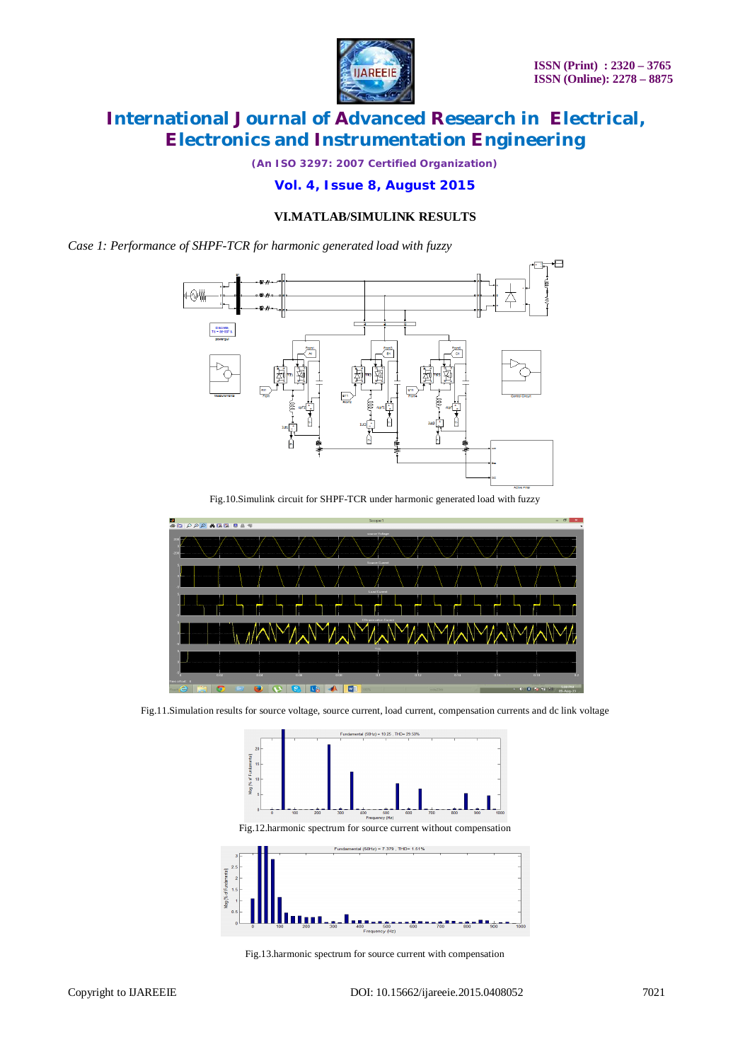## VI.MATLAB/SIMULINK RESULTS

*Case 1: Performance of SHPF-TCR for harmonic generated load with fuzzy*

Fig.10.Simulink circuit for SHPF-TCR under harmonic generated load with fuzzy

Fig.11.Simulation results for source voltage, source current, load current, compensation currents and dc link voltage

Fig.12.harmonic spectrum for source current without compensation

Fig.13.harmonic spectrum for source current with compensation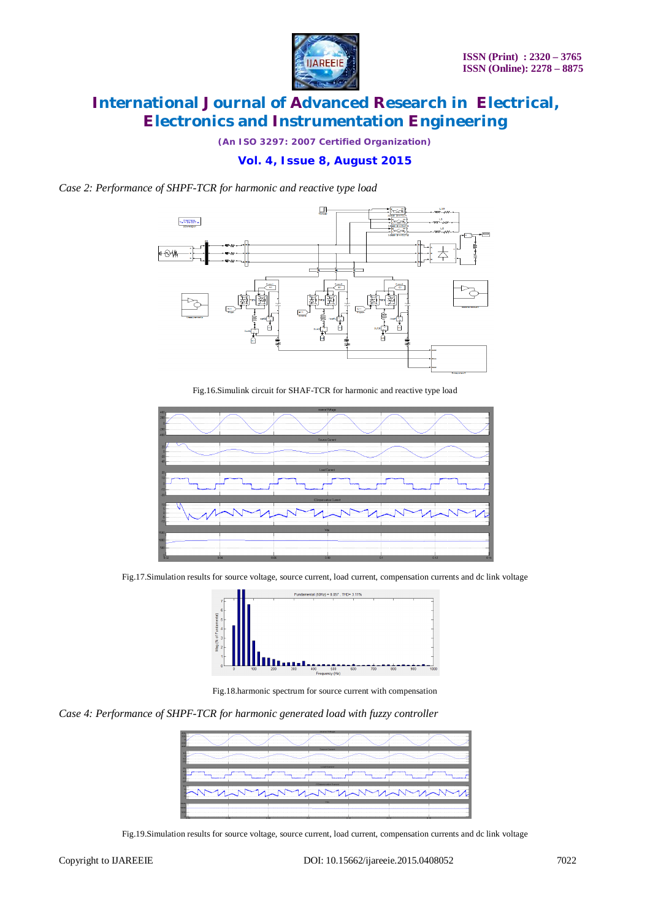*Case 2: Performance of SHPF-TCR for harmonic and reactive type load*

Fig.16.Simulink circuit for SHAF-TCR for harmonic and reactive type load

Fig.17.Simulation results for source voltage, source current, load current, compensation currents and dc link voltage

Fig.18.harmonic spectrum for source current with compensation

*Case 4: Performance of SHPF-TCR for harmonic generated load with fuzzy controller*

Fig.19.Simulation results for source voltage, source current, load current, compensation currents and dc link voltage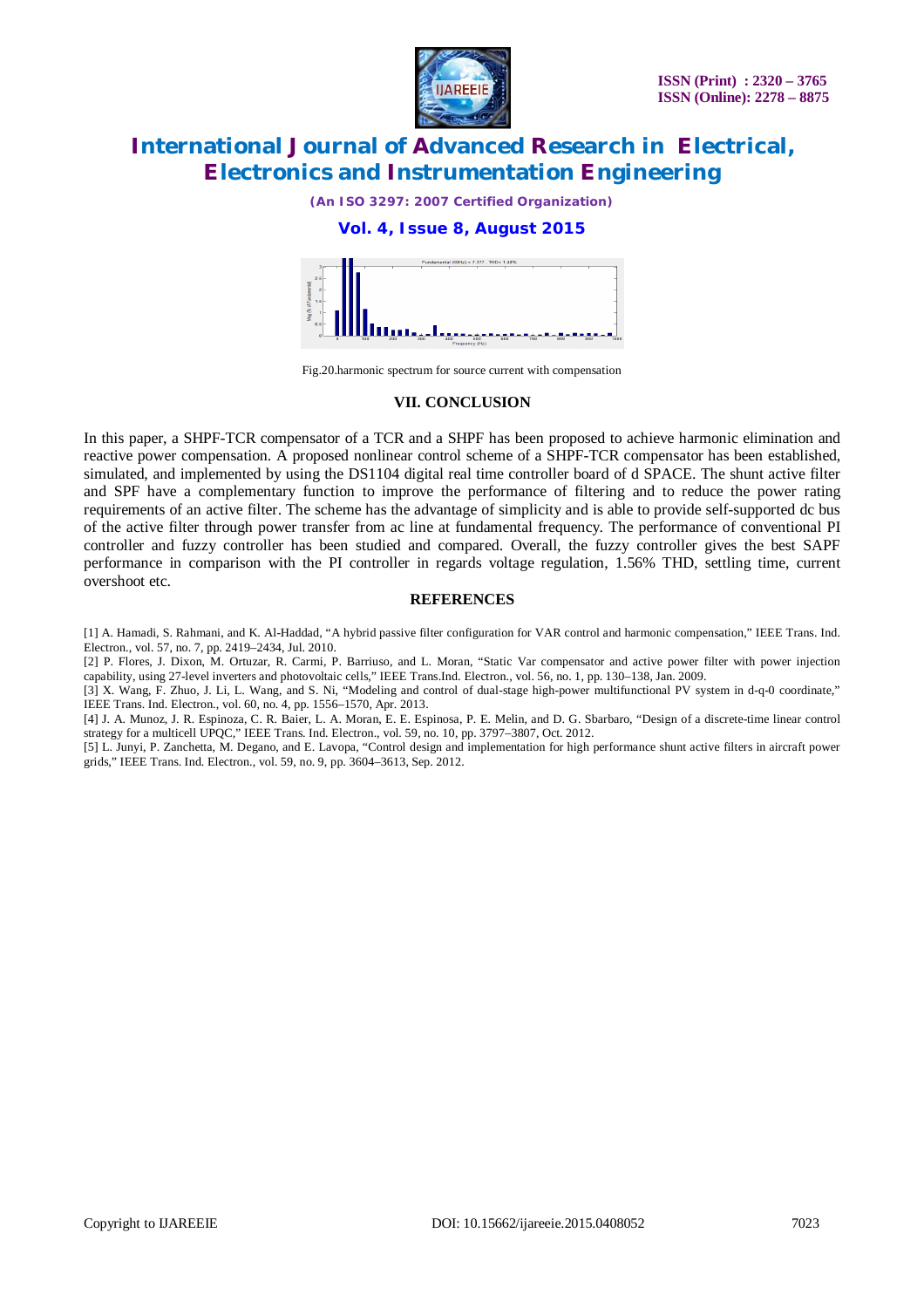Fundamental (50Hz) = 7.377 , THD= 1.48%

Mag (% of Fundamental)

Frequency (Hz)

Fig.20.harmonic spectrum for source current with compensation

## VII. CONCLUSION

In this paper, a SHPF-TCR compensator of a TCR and a SHPF has been proposed to achieve harmonic elimination and reactive power compensation. A proposed nonlinear control scheme of a SHPF-TCR compensator has been established, simulated, and implemented by using the DS1104 digital real time controller board of d SPACE. The shunt active filter and SPF have a complementary function to improve the performance of filtering and to reduce the power rating requirements of an active filter. The scheme has the advantage of simplicity and is able to provide self-supported dc bus of the active filter through power transfer from ac line at fundamental frequency. The performance of conventional PI controller and fuzzy controller has been studied and compared. Overall, the fuzzy controller gives the best SAPF performance in comparison with the PI controller in regards voltage regulation, 1.56% THD, settling time, current overshoot etc.

## REFERENCES

[1] A. Hamadi, S. Rahmani, and K. Al-Haddad, "A hybrid passive filter configuration for VAR control and harmonic compensation," IEEE Trans. Ind. Electron., vol. 57, no. 7, pp. 2419–2434, Jul. 2010.

[2] P. Flores, J. Dixon, M. Ortuzar, R. Carmi, P. Barriuso, and L. Moran, "Static Var compensator and active power filter with power injection capability, using 27-level inverters and photovoltaic cells," IEEE Trans.Ind. Electron., vol. 56, no. 1, pp. 130–138, Jan. 2009.

[3] X. Wang, F. Zhuo, J. Li, L. Wang, and S. Ni, "Modeling and control of dual-stage high-power multifunctional PV system in d-q-0 coordinate," IEEE Trans. Ind. Electron., vol. 60, no. 4, pp. 1556–1570, Apr. 2013.

[4] J. A. Munoz, J. R. Espinoza, C. R. Baier, L. A. Moran, E. E. Espinosa, P. E. Melin, and D. G. Sbarbaro, "Design of a discrete-time linear control strategy for a multicell UPQC," IEEE Trans. Ind. Electron., vol. 59, no. 10, pp. 3797–3807, Oct. 2012.

[5] L. Junyi, P. Zanchetta, M. Degano, and E. Lavopa, "Control design and implementation for high performance shunt active filters in aircraft power grids," IEEE Trans. Ind. Electron., vol. 59, no. 9, pp. 3604–3613, Sep. 2012.